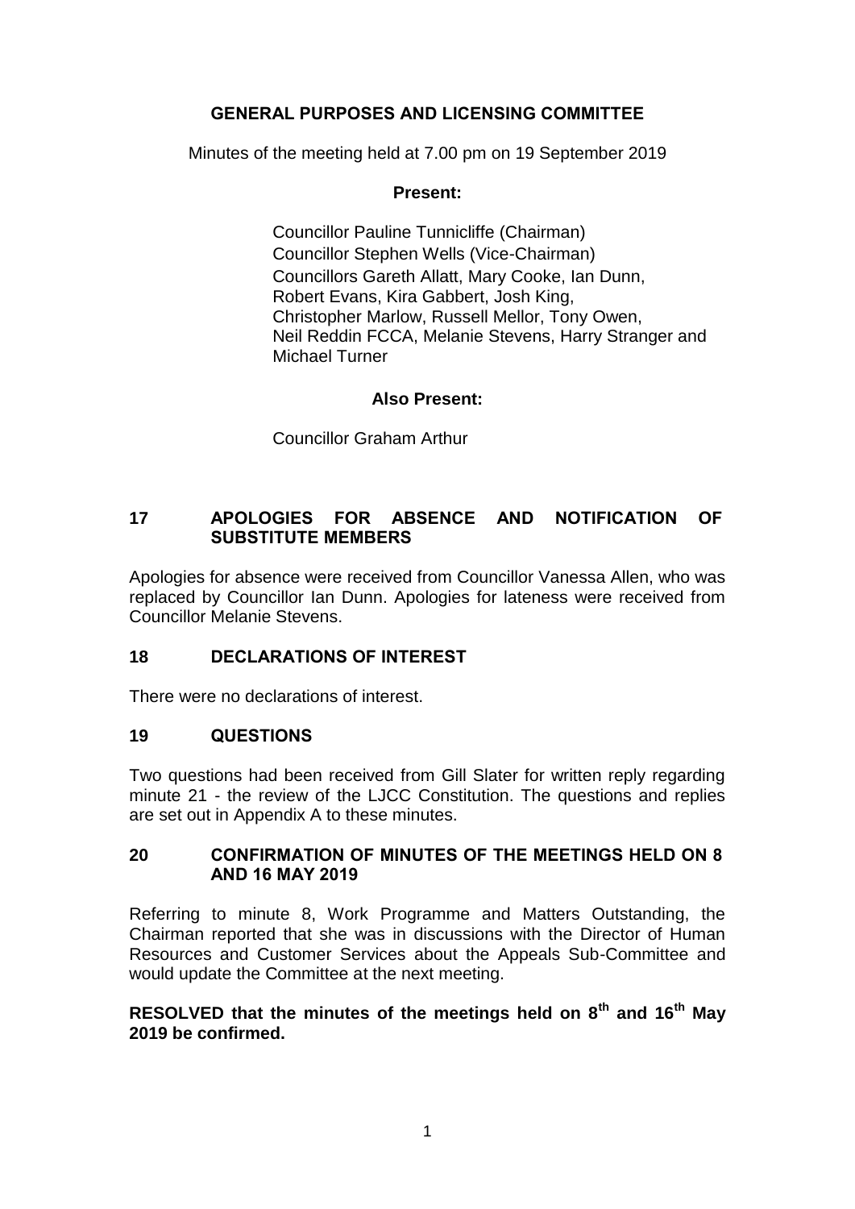# GENERAL PURPOSES AND LICENSING COMMITTEE

Minutes of the meeting held at 7.00 pm on 19 September 2019

**Present:**

Councillor Pauline Tunnicliffe (Chairman)
Councillor Stephen Wells (Vice-Chairman)
Councillors Gareth Allatt, Mary Cooke, Ian Dunn, Robert Evans, Kira Gabbert, Josh King, Christopher Marlow, Russell Mellor, Tony Owen, Neil Reddin FCCA, Melanie Stevens, Harry Stranger and Michael Turner

**Also Present:**

Councillor Graham Arthur

## 17 APOLOGIES FOR ABSENCE AND NOTIFICATION OF SUBSTITUTE MEMBERS

Apologies for absence were received from Councillor Vanessa Allen, who was replaced by Councillor Ian Dunn. Apologies for lateness were received from Councillor Melanie Stevens.

## 18 DECLARATIONS OF INTEREST

There were no declarations of interest.

## 19 QUESTIONS

Two questions had been received from Gill Slater for written reply regarding minute 21 - the review of the LJCC Constitution. The questions and replies are set out in Appendix A to these minutes.

## 20 CONFIRMATION OF MINUTES OF THE MEETINGS HELD ON 8 AND 16 MAY 2019

Referring to minute 8, Work Programme and Matters Outstanding, the Chairman reported that she was in discussions with the Director of Human Resources and Customer Services about the Appeals Sub-Committee and would update the Committee at the next meeting.

**RESOLVED that the minutes of the meetings held on 8th and 16th May 2019 be confirmed.**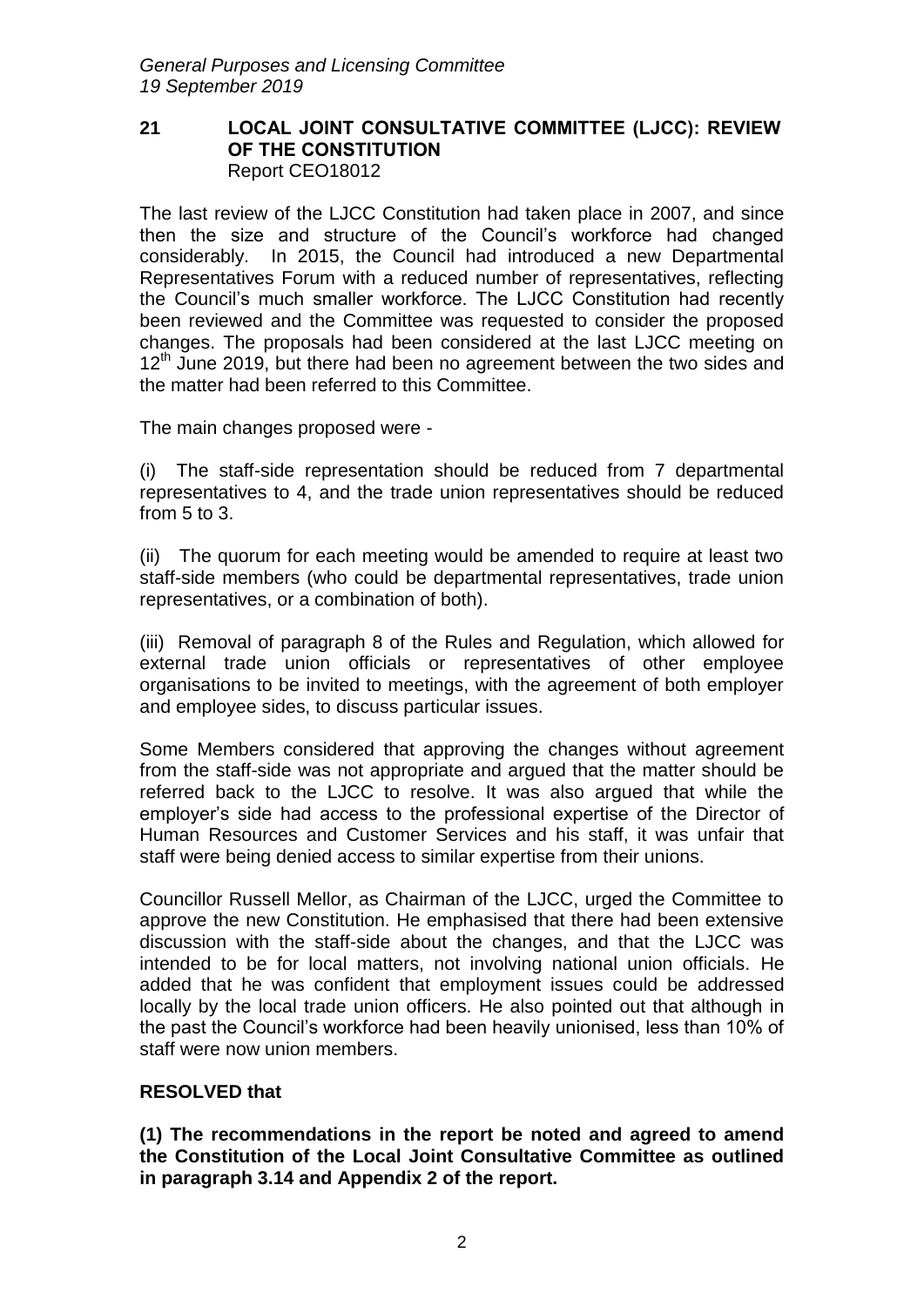## 21 LOCAL JOINT CONSULTATIVE COMMITTEE (LJCC): REVIEW OF THE CONSTITUTION

Report CEO18012

The last review of the LJCC Constitution had taken place in 2007, and since then the size and structure of the Council's workforce had changed considerably. In 2015, the Council had introduced a new Departmental Representatives Forum with a reduced number of representatives, reflecting the Council's much smaller workforce. The LJCC Constitution had recently been reviewed and the Committee was requested to consider the proposed changes. The proposals had been considered at the last LJCC meeting on 12th June 2019, but there had been no agreement between the two sides and the matter had been referred to this Committee.

The main changes proposed were -

(i) The staff-side representation should be reduced from 7 departmental representatives to 4, and the trade union representatives should be reduced from 5 to 3.

(ii) The quorum for each meeting would be amended to require at least two staff-side members (who could be departmental representatives, trade union representatives, or a combination of both).

(iii) Removal of paragraph 8 of the Rules and Regulation, which allowed for external trade union officials or representatives of other employee organisations to be invited to meetings, with the agreement of both employer and employee sides, to discuss particular issues.

Some Members considered that approving the changes without agreement from the staff-side was not appropriate and argued that the matter should be referred back to the LJCC to resolve. It was also argued that while the employer's side had access to the professional expertise of the Director of Human Resources and Customer Services and his staff, it was unfair that staff were being denied access to similar expertise from their unions.

Councillor Russell Mellor, as Chairman of the LJCC, urged the Committee to approve the new Constitution. He emphasised that there had been extensive discussion with the staff-side about the changes, and that the LJCC was intended to be for local matters, not involving national union officials. He added that he was confident that employment issues could be addressed locally by the local trade union officers. He also pointed out that although in the past the Council's workforce had been heavily unionised, less than 10% of staff were now union members.

**RESOLVED that**

**(1) The recommendations in the report be noted and agreed to amend the Constitution of the Local Joint Consultative Committee as outlined in paragraph 3.14 and Appendix 2 of the report.**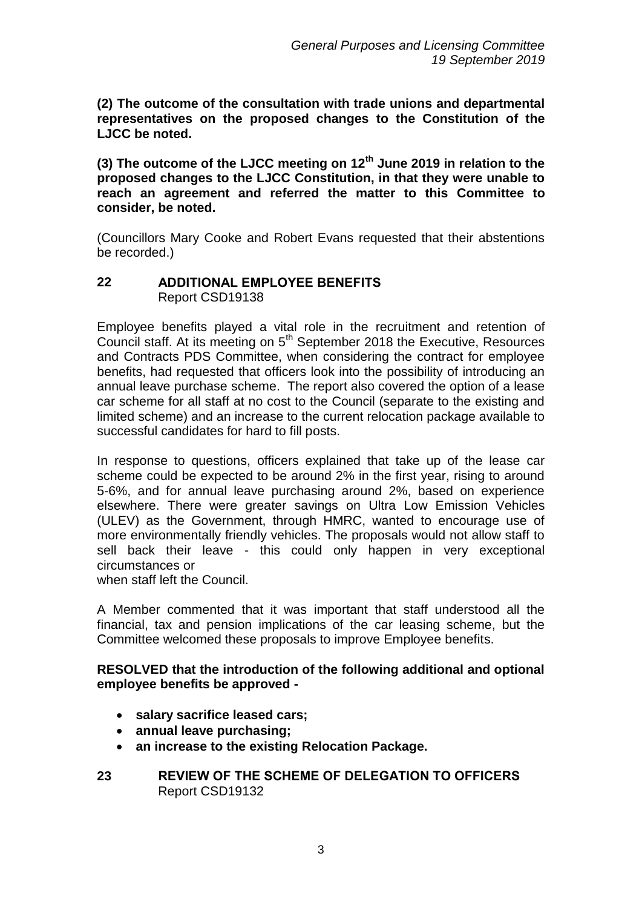**(2) The outcome of the consultation with trade unions and departmental representatives on the proposed changes to the Constitution of the LJCC be noted.**

**(3) The outcome of the LJCC meeting on 12th June 2019 in relation to the proposed changes to the LJCC Constitution, in that they were unable to reach an agreement and referred the matter to this Committee to consider, be noted.**

(Councillors Mary Cooke and Robert Evans requested that their abstentions be recorded.)

## 22 ADDITIONAL EMPLOYEE BENEFITS

Report CSD19138

Employee benefits played a vital role in the recruitment and retention of Council staff. At its meeting on 5th September 2018 the Executive, Resources and Contracts PDS Committee, when considering the contract for employee benefits, had requested that officers look into the possibility of introducing an annual leave purchase scheme. The report also covered the option of a lease car scheme for all staff at no cost to the Council (separate to the existing and limited scheme) and an increase to the current relocation package available to successful candidates for hard to fill posts.

In response to questions, officers explained that take up of the lease car scheme could be expected to be around 2% in the first year, rising to around 5-6%, and for annual leave purchasing around 2%, based on experience elsewhere. There were greater savings on Ultra Low Emission Vehicles (ULEV) as the Government, through HMRC, wanted to encourage use of more environmentally friendly vehicles. The proposals would not allow staff to sell back their leave - this could only happen in very exceptional circumstances or when staff left the Council.

A Member commented that it was important that staff understood all the financial, tax and pension implications of the car leasing scheme, but the Committee welcomed these proposals to improve Employee benefits.

**RESOLVED that the introduction of the following additional and optional employee benefits be approved -**

- **salary sacrifice leased cars;**
- **annual leave purchasing;**
- **an increase to the existing Relocation Package.**

## 23 REVIEW OF THE SCHEME OF DELEGATION TO OFFICERS

Report CSD19132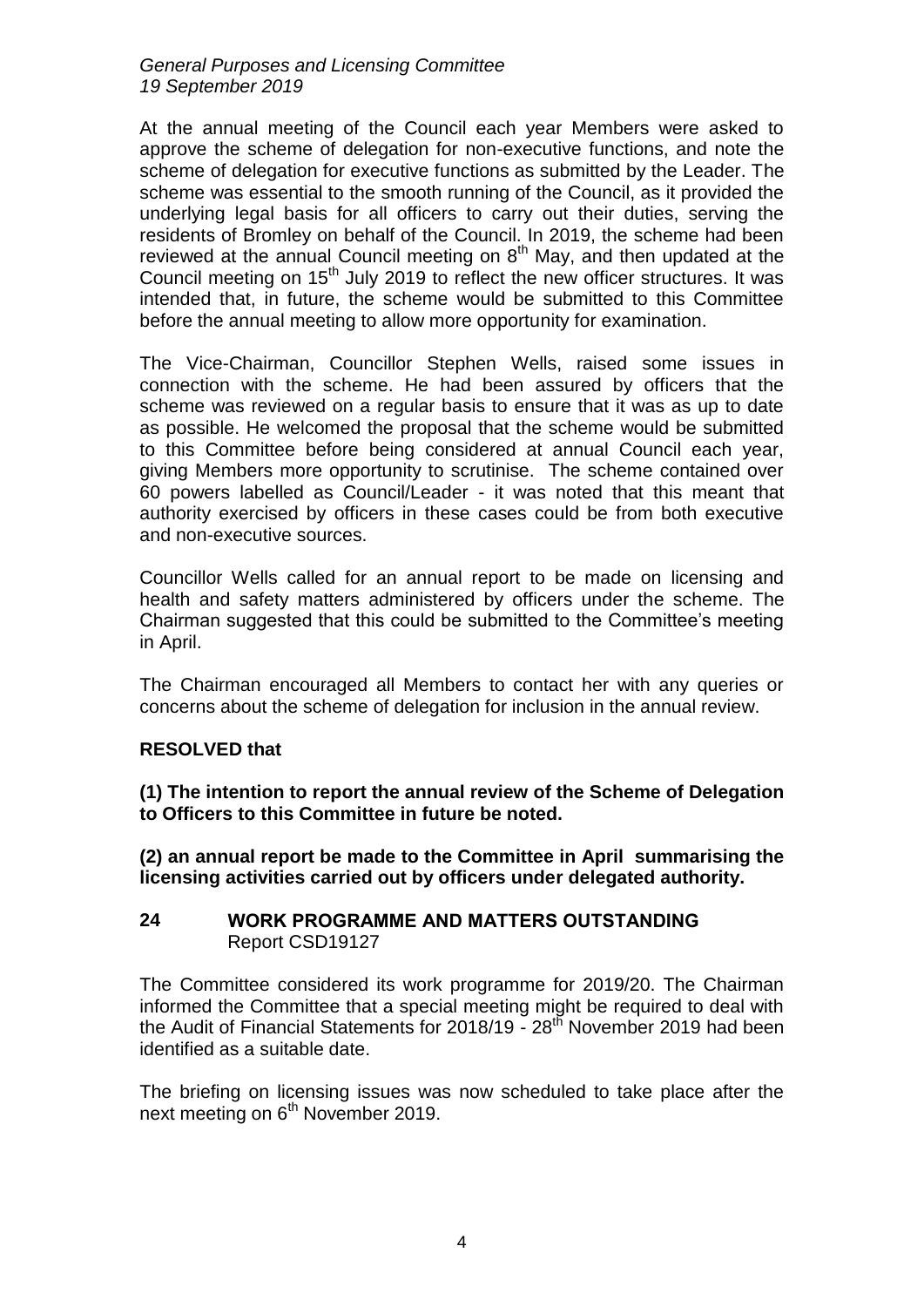At the annual meeting of the Council each year Members were asked to approve the scheme of delegation for non-executive functions, and note the scheme of delegation for executive functions as submitted by the Leader. The scheme was essential to the smooth running of the Council, as it provided the underlying legal basis for all officers to carry out their duties, serving the residents of Bromley on behalf of the Council. In 2019, the scheme had been reviewed at the annual Council meeting on 8th May, and then updated at the Council meeting on 15th July 2019 to reflect the new officer structures. It was intended that, in future, the scheme would be submitted to this Committee before the annual meeting to allow more opportunity for examination.

The Vice-Chairman, Councillor Stephen Wells, raised some issues in connection with the scheme. He had been assured by officers that the scheme was reviewed on a regular basis to ensure that it was as up to date as possible. He welcomed the proposal that the scheme would be submitted to this Committee before being considered at annual Council each year, giving Members more opportunity to scrutinise. The scheme contained over 60 powers labelled as Council/Leader - it was noted that this meant that authority exercised by officers in these cases could be from both executive and non-executive sources.

Councillor Wells called for an annual report to be made on licensing and health and safety matters administered by officers under the scheme. The Chairman suggested that this could be submitted to the Committee's meeting in April.

The Chairman encouraged all Members to contact her with any queries or concerns about the scheme of delegation for inclusion in the annual review.

**RESOLVED that**

**(1) The intention to report the annual review of the Scheme of Delegation to Officers to this Committee in future be noted.**

**(2) an annual report be made to the Committee in April summarising the licensing activities carried out by officers under delegated authority.**

## 24 WORK PROGRAMME AND MATTERS OUTSTANDING

Report CSD19127

The Committee considered its work programme for 2019/20. The Chairman informed the Committee that a special meeting might be required to deal with the Audit of Financial Statements for 2018/19 - 28th November 2019 had been identified as a suitable date.

The briefing on licensing issues was now scheduled to take place after the next meeting on 6th November 2019.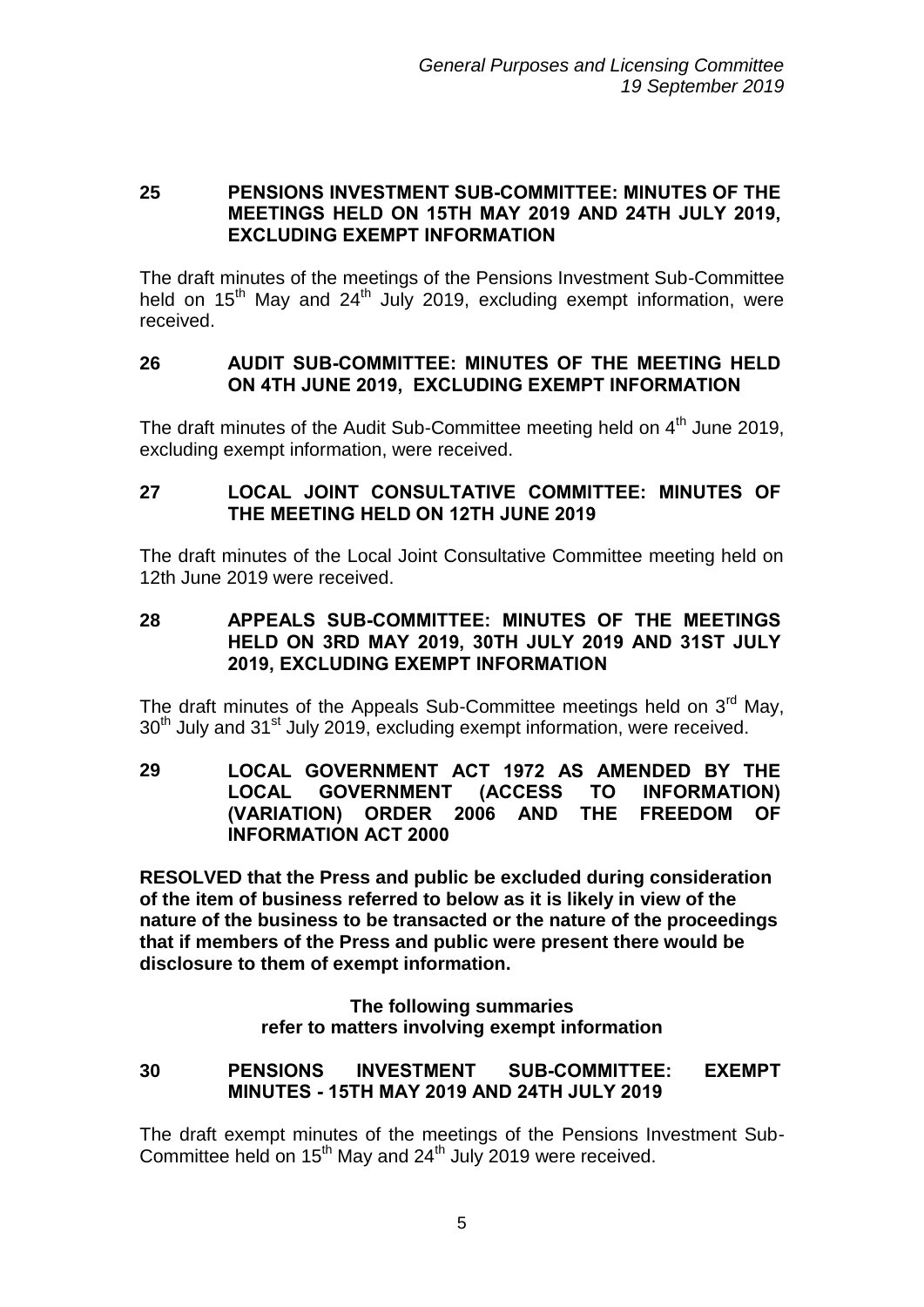## 25 PENSIONS INVESTMENT SUB-COMMITTEE: MINUTES OF THE MEETINGS HELD ON 15TH MAY 2019 AND 24TH JULY 2019, EXCLUDING EXEMPT INFORMATION

The draft minutes of the meetings of the Pensions Investment Sub-Committee held on 15th May and 24th July 2019, excluding exempt information, were received.

## 26 AUDIT SUB-COMMITTEE: MINUTES OF THE MEETING HELD ON 4TH JUNE 2019, EXCLUDING EXEMPT INFORMATION

The draft minutes of the Audit Sub-Committee meeting held on 4th June 2019, excluding exempt information, were received.

## 27 LOCAL JOINT CONSULTATIVE COMMITTEE: MINUTES OF THE MEETING HELD ON 12TH JUNE 2019

The draft minutes of the Local Joint Consultative Committee meeting held on 12th June 2019 were received.

## 28 APPEALS SUB-COMMITTEE: MINUTES OF THE MEETINGS HELD ON 3RD MAY 2019, 30TH JULY 2019 AND 31ST JULY 2019, EXCLUDING EXEMPT INFORMATION

The draft minutes of the Appeals Sub-Committee meetings held on 3rd May, 30th July and 31st July 2019, excluding exempt information, were received.

## 29 LOCAL GOVERNMENT ACT 1972 AS AMENDED BY THE LOCAL GOVERNMENT (ACCESS TO INFORMATION) (VARIATION) ORDER 2006 AND THE FREEDOM OF INFORMATION ACT 2000

**RESOLVED that the Press and public be excluded during consideration of the item of business referred to below as it is likely in view of the nature of the business to be transacted or the nature of the proceedings that if members of the Press and public were present there would be disclosure to them of exempt information.**

**The following summaries refer to matters involving exempt information**

## 30 PENSIONS INVESTMENT SUB-COMMITTEE: EXEMPT MINUTES - 15TH MAY 2019 AND 24TH JULY 2019

The draft exempt minutes of the meetings of the Pensions Investment Sub-Committee held on 15th May and 24th July 2019 were received.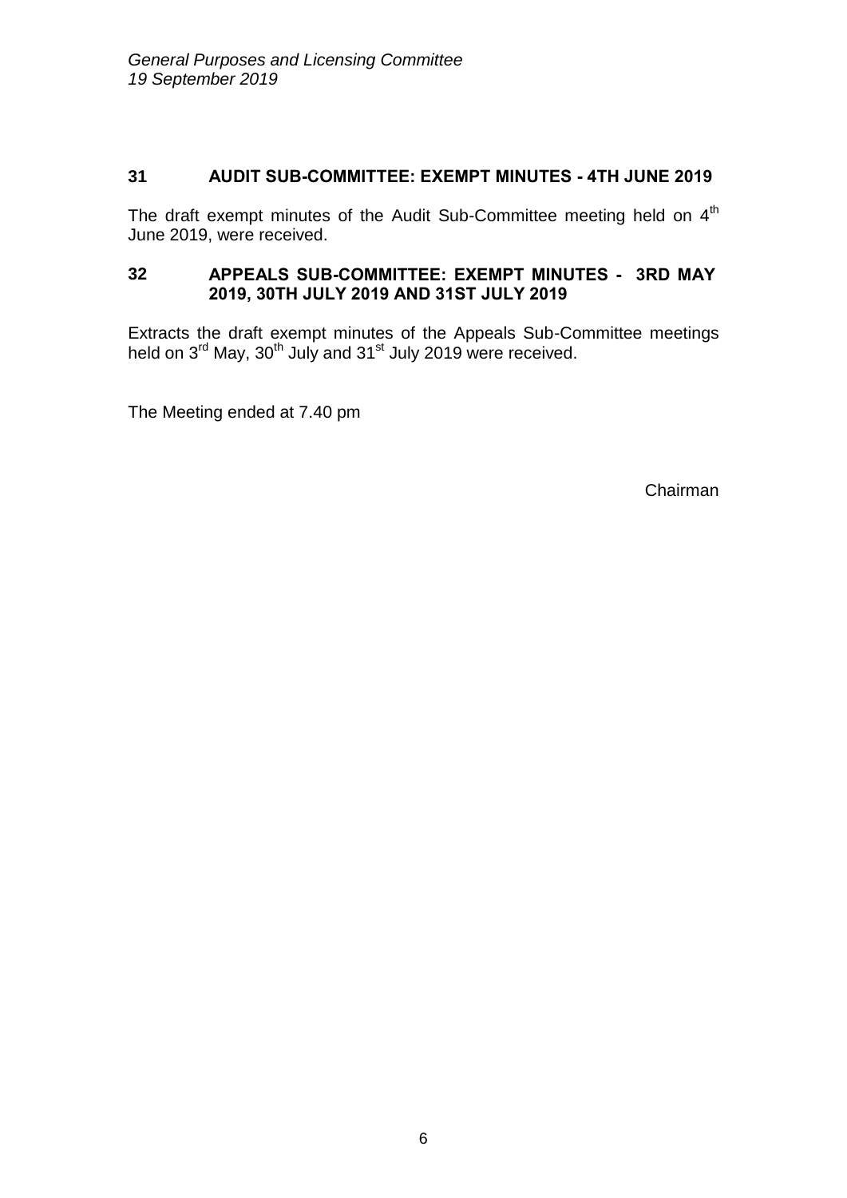## 31 AUDIT SUB-COMMITTEE: EXEMPT MINUTES - 4TH JUNE 2019

The draft exempt minutes of the Audit Sub-Committee meeting held on 4th June 2019, were received.

## 32 APPEALS SUB-COMMITTEE: EXEMPT MINUTES - 3RD MAY 2019, 30TH JULY 2019 AND 31ST JULY 2019

Extracts the draft exempt minutes of the Appeals Sub-Committee meetings held on 3rd May, 30th July and 31st July 2019 were received.

The Meeting ended at 7.40 pm

Chairman